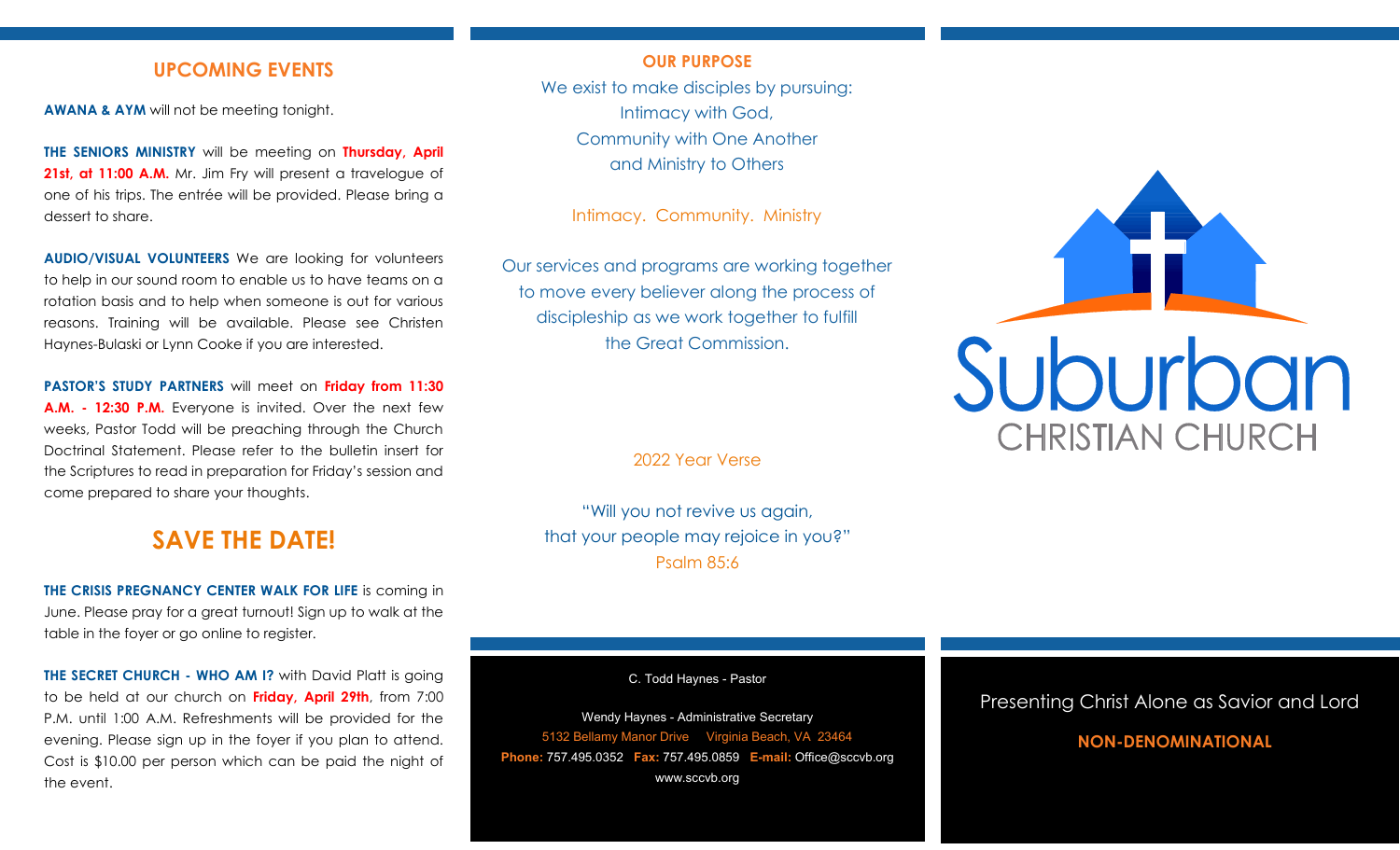## UPCOMING EVENTS

**AWANA & AYM** will not be meeting tonight.

**THE SENIORS MINISTRY** will be meeting on **Thursday, April 21st, at 11:00 A.M.** Mr. Jim Fry will present a travelogue of one of his trips. The entrée will be provided. Please bring a dessert to share.

**AUDIO/VISUAL VOLUNTEERS** We are looking for volunteers to help in our sound room to enable us to have teams on a rotation basis and to help when someone is out for various reasons. Training will be available. Please see Christen Haynes-Bulaski or Lynn Cooke if you are interested.

**PASTOR'S STUDY PARTNERS** will meet on **Friday from 11:30 A.M. - 12:30 P.M.** Everyone is invited. Over the next few weeks, Pastor Todd will be preaching through the Church Doctrinal Statement. Please refer to the bulletin insert for the Scriptures to read in preparation for Friday's session and come prepared to share your thoughts.

## SAVE THE DATE!

**THE CRISIS PREGNANCY CENTER WALK FOR LIFE** is coming in June. Please pray for a great turnout! Sign up to walk at the table in the foyer or go online to register.

**THE SECRET CHURCH - WHO AM I?** with David Platt is going to be held at our church on **Friday, April 29th**, from 7:00 P.M. until 1:00 A.M. Refreshments will be provided for the evening. Please sign up in the foyer if you plan to attend. Cost is $10.00 per person which can be paid the night of the event.

## OUR PURPOSE

We exist to make disciples by pursuing:
Intimacy with God,
Community with One Another
and Ministry to Others

Intimacy. Community. Ministry

Our services and programs are working together to move every believer along the process of discipleship as we work together to fulfill the Great Commission.

2022 Year Verse

"Will you not revive us again,
that your people may rejoice in you?"
Psalm 85:6

C. Todd Haynes - Pastor

Wendy Haynes - Administrative Secretary
5132 Bellamy Manor Drive Virginia Beach, VA 23464
**Phone:** 757.495.0352 **Fax:** 757.495.0859 **E-mail:** Office@sccvb.org
www.sccvb.org

# Suburban
CHRISTIAN CHURCH

Presenting Christ Alone as Savior and Lord

**NON-DENOMINATIONAL**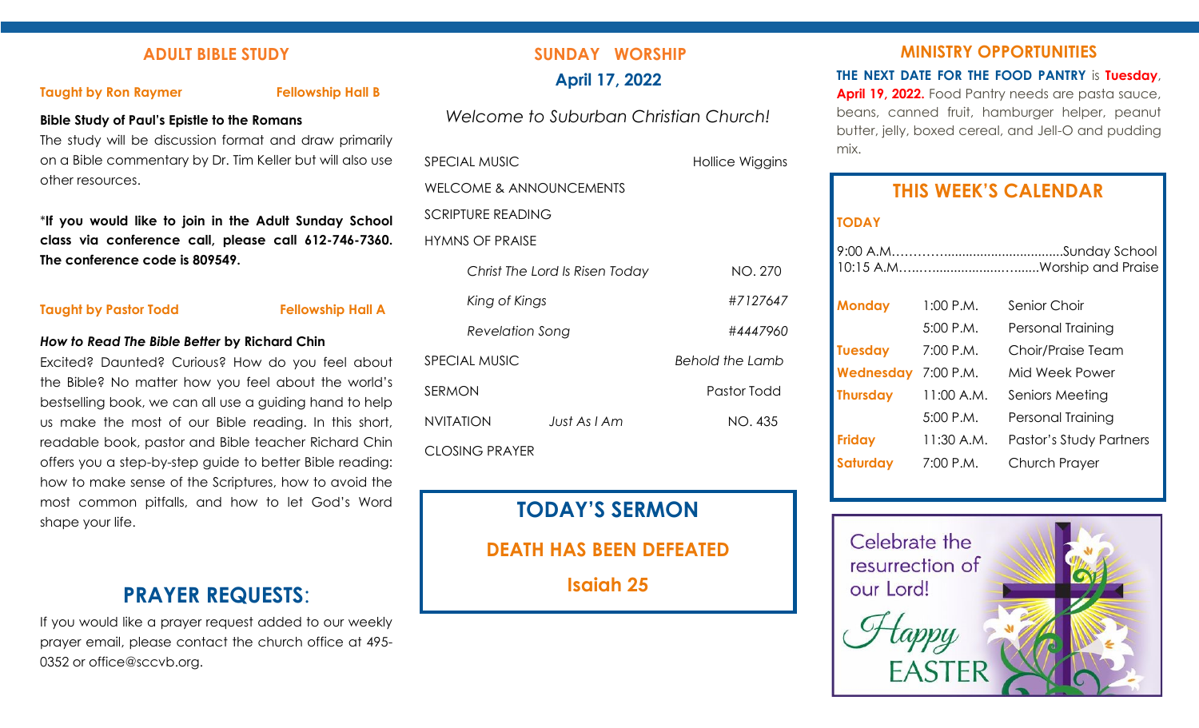## ADULT BIBLE STUDY

**Taught by Ron Raymer** **Fellowship Hall B**

**Bible Study of Paul's Epistle to the Romans**

The study will be discussion format and draw primarily on a Bible commentary by Dr. Tim Keller but will also use other resources.

***If you would like to join in the Adult Sunday School class via conference call, please call 612-746-7360. The conference code is 809549.**

**Taught by Pastor Todd** **Fellowship Hall A**

***How to Read The Bible Better* by Richard Chin**

Excited? Daunted? Curious? How do you feel about the Bible? No matter how you feel about the world's bestselling book, we can all use a guiding hand to help us make the most of our Bible reading. In this short, readable book, pastor and Bible teacher Richard Chin offers you a step-by-step guide to better Bible reading: how to make sense of the Scriptures, how to avoid the most common pitfalls, and how to let God's Word shape your life.

## PRAYER REQUESTS:

If you would like a prayer request added to our weekly prayer email, please contact the church office at 495-0352 or office@sccvb.org.

## SUNDAY WORSHIP

### April 17, 2022

*Welcome to Suburban Christian Church!*

| | | |
|---|---|---|
| SPECIAL MUSIC | | Hollice Wiggins |
| WELCOME & ANNOUNCEMENTS | | |
| SCRIPTURE READING | | |
| HYMNS OF PRAISE | | |
| | *Christ The Lord Is Risen Today* | NO. 270 |
| | *King of Kings* | #7127647 |
| | *Revelation Song* | #4447960 |
| SPECIAL MUSIC | | *Behold the Lamb* |
| SERMON | | Pastor Todd |
| NVITATION | *Just As I Am* | NO. 435 |
| CLOSING PRAYER | | |

## TODAY'S SERMON

**DEATH HAS BEEN DEFEATED**

**Isaiah 25**

## MINISTRY OPPORTUNITIES

**THE NEXT DATE FOR THE FOOD PANTRY** is **Tuesday, April 19, 2022.** Food Pantry needs are pasta sauce, beans, canned fruit, hamburger helper, peanut butter, jelly, boxed cereal, and Jell-O and pudding mix.

## THIS WEEK'S CALENDAR

**TODAY**

9:00 A.M.…………...............................Sunday School
10:15 A.M.…..…..................…......Worship and Praise

| | | |
|---|---|---|
| **Monday** | 1:00 P.M. | Senior Choir |
| | 5:00 P.M. | Personal Training |
| **Tuesday** | 7:00 P.M. | Choir/Praise Team |
| **Wednesday** | 7:00 P.M. | Mid Week Power |
| **Thursday** | 11:00 A.M. | Seniors Meeting |
| | 5:00 P.M. | Personal Training |
| **Friday** | 11:30 A.M. | Pastor's Study Partners |
| **Saturday** | 7:00 P.M. | Church Prayer |

Celebrate the resurrection of our Lord!

Happy EASTER